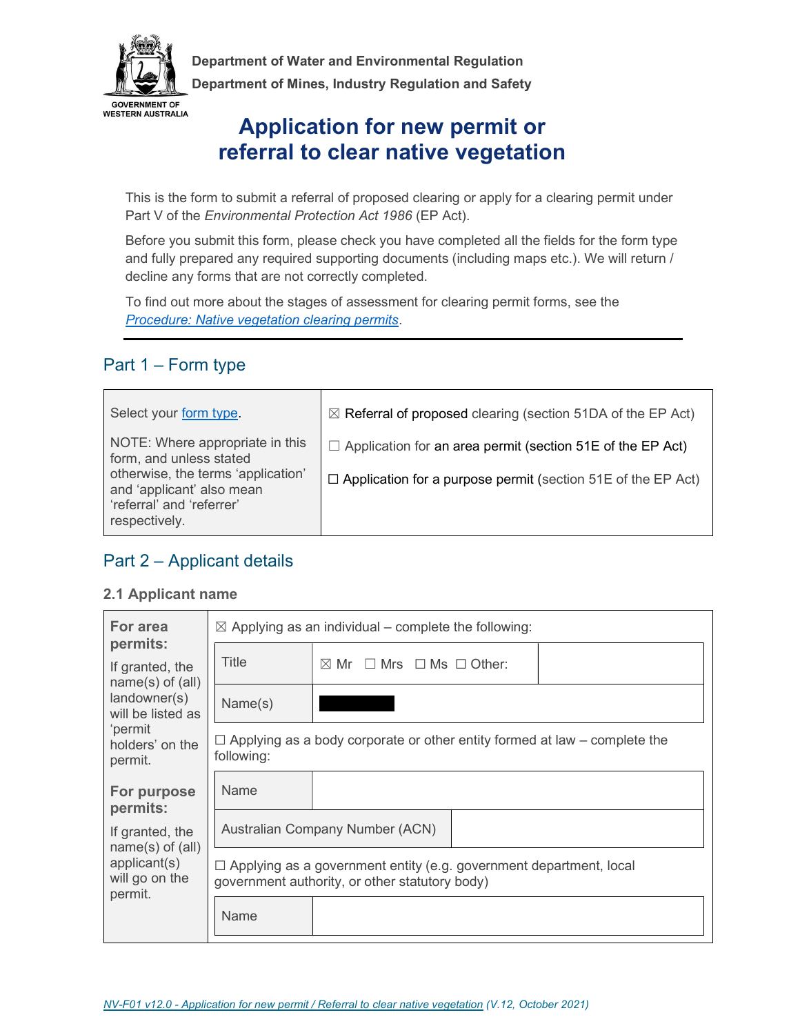Department of Water and Environmental Regulation

Department of Mines, Industry Regulation and Safety

GOVERNMENT OF WESTERN AUSTRALIA

# Application for new permit or referral to clear native vegetation

This is the form to submit a referral of proposed clearing or apply for a clearing permit under Part V of the *Environmental Protection Act 1986* (EP Act).

Before you submit this form, please check you have completed all the fields for the form type and fully prepared any required supporting documents (including maps etc.). We will return / decline any forms that are not correctly completed.

To find out more about the stages of assessment for clearing permit forms, see the *Procedure: Native vegetation clearing permits*.

## Part 1 – Form type

| | |
|---|---|
| Select your form type.<br><br>NOTE: Where appropriate in this form, and unless stated otherwise, the terms 'application' and 'applicant' also mean 'referral' and 'referrer' respectively. | ☒ Referral of proposed clearing (section 51DA of the EP Act)<br><br>☐ Application for an area permit (section 51E of the EP Act)<br><br>☐ Application for a purpose permit (section 51E of the EP Act) |

## Part 2 – Applicant details

### 2.1 Applicant name

| | | | |
|---|---|---|---|
| **For area permits:**<br><br>If granted, the name(s) of (all) landowner(s) will be listed as 'permit holders' on the permit.<br><br>**For purpose permits:**<br><br>If granted, the name(s) of (all) applicant(s) will go on the permit. | ☒ Applying as an individual – complete the following: | | |
| | Title | ☒ Mr ☐ Mrs ☐ Ms ☐ Other: | |
| | Name(s) | [REDACTED] | |
| | ☐ Applying as a body corporate or other entity formed at law – complete the following: | | |
| | Name | | |
| | Australian Company Number (ACN) | | |
| | ☐ Applying as a government entity (e.g. government department, local government authority, or other statutory body) | | |
| | Name | | |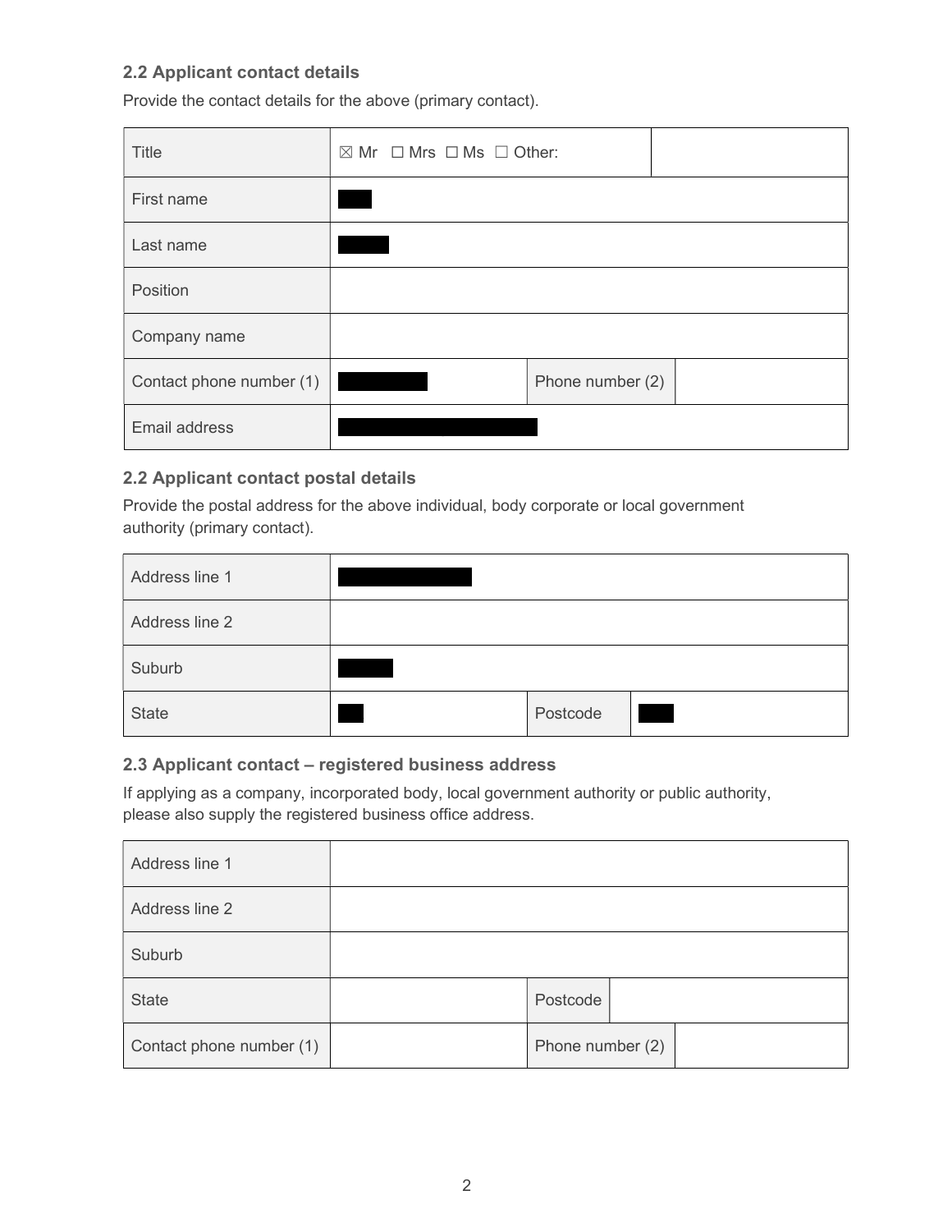### 2.2 Applicant contact details

Provide the contact details for the above (primary contact).

| | | | |
|---|---|---|---|
| Title | ☒ Mr ☐ Mrs ☐ Ms ☐ Other: | | |
| First name | | | |
| Last name | | | |
| Position | | | |
| Company name | | | |
| Contact phone number (1) | | Phone number (2) | |
| Email address | | | |

### 2.2 Applicant contact postal details

Provide the postal address for the above individual, body corporate or local government authority (primary contact).

| | | | |
|---|---|---|---|
| Address line 1 | | | |
| Address line 2 | | | |
| Suburb | | | |
| State | | Postcode | |

### 2.3 Applicant contact – registered business address

If applying as a company, incorporated body, local government authority or public authority, please also supply the registered business office address.

| | | | |
|---|---|---|---|
| Address line 1 | | | |
| Address line 2 | | | |
| Suburb | | | |
| State | | Postcode | |
| Contact phone number (1) | | Phone number (2) | |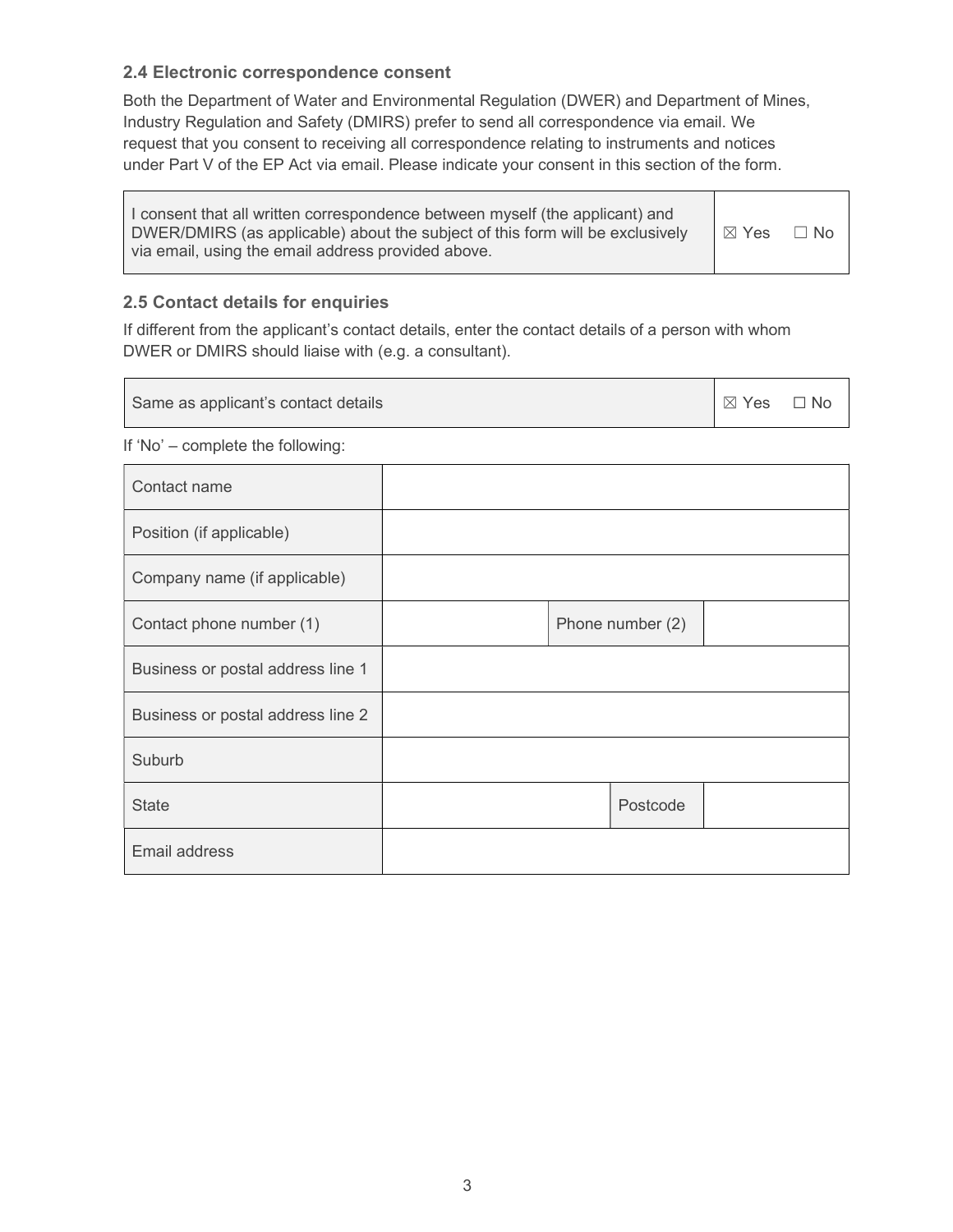### 2.4 Electronic correspondence consent

Both the Department of Water and Environmental Regulation (DWER) and Department of Mines, Industry Regulation and Safety (DMIRS) prefer to send all correspondence via email. We request that you consent to receiving all correspondence relating to instruments and notices under Part V of the EP Act via email. Please indicate your consent in this section of the form.

| | |
|---|---|
| I consent that all written correspondence between myself (the applicant) and DWER/DMIRS (as applicable) about the subject of this form will be exclusively via email, using the email address provided above. | ☒ Yes ☐ No |

### 2.5 Contact details for enquiries

If different from the applicant's contact details, enter the contact details of a person with whom DWER or DMIRS should liaise with (e.g. a consultant).

| | |
|---|---|
| Same as applicant's contact details | ☒ Yes ☐ No |

If 'No' – complete the following:

| | | | |
|---|---|---|---|
| Contact name | | | |
| Position (if applicable) | | | |
| Company name (if applicable) | | | |
| Contact phone number (1) | | Phone number (2) | |
| Business or postal address line 1 | | | |
| Business or postal address line 2 | | | |
| Suburb | | | |
| State | | Postcode | |
| Email address | | | |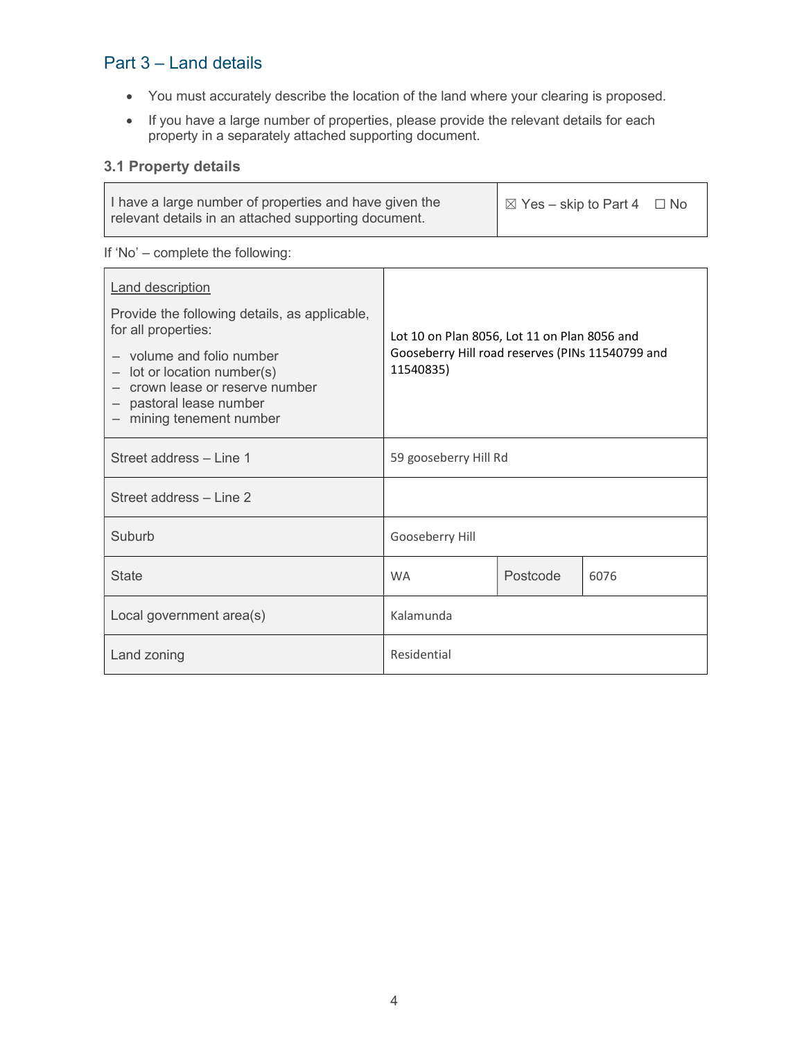## Part 3 – Land details

- You must accurately describe the location of the land where your clearing is proposed.
- If you have a large number of properties, please provide the relevant details for each property in a separately attached supporting document.

### 3.1 Property details

| I have a large number of properties and have given the relevant details in an attached supporting document. | ☒ Yes – skip to Part 4 ☐ No |
|---|---|

If 'No' – complete the following:

| | | | |
|---|---|---|---|
| Land description<br><br>Provide the following details, as applicable, for all properties:<br>– volume and folio number<br>– lot or location number(s)<br>– crown lease or reserve number<br>– pastoral lease number<br>– mining tenement number | Lot 10 on Plan 8056, Lot 11 on Plan 8056 and Gooseberry Hill road reserves (PINs 11540799 and 11540835) | | |
| Street address – Line 1 | 59 gooseberry Hill Rd | | |
| Street address – Line 2 | | | |
| Suburb | Gooseberry Hill | | |
| State | WA | Postcode | 6076 |
| Local government area(s) | Kalamunda | | |
| Land zoning | Residential | | |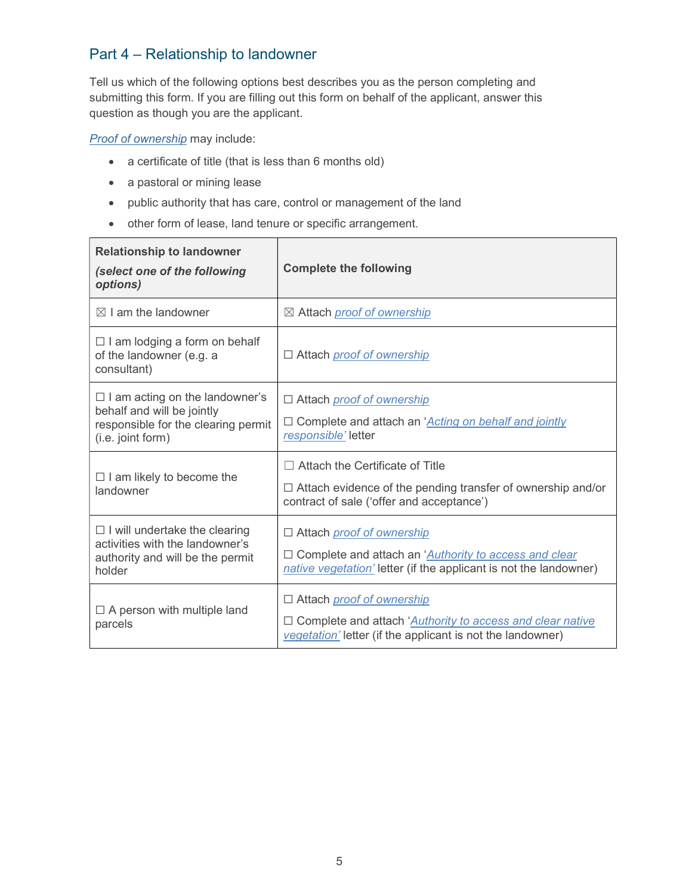## Part 4 – Relationship to landowner

Tell us which of the following options best describes you as the person completing and submitting this form. If you are filling out this form on behalf of the applicant, answer this question as though you are the applicant.

*Proof of ownership* may include:

- a certificate of title (that is less than 6 months old)
- a pastoral or mining lease
- public authority that has care, control or management of the land
- other form of lease, land tenure or specific arrangement.

| **Relationship to landowner** ***(select one of the following options)*** | **Complete the following** |
|---|---|
| ☒ I am the landowner | ☒ Attach *proof of ownership* |
| ☐ I am lodging a form on behalf of the landowner (e.g. a consultant) | ☐ Attach *proof of ownership* |
| ☐ I am acting on the landowner's behalf and will be jointly responsible for the clearing permit (i.e. joint form) | ☐ Attach *proof of ownership*<br>☐ Complete and attach an '*Acting on behalf and jointly responsible'* letter |
| ☐ I am likely to become the landowner | ☐ Attach the Certificate of Title<br>☐ Attach evidence of the pending transfer of ownership and/or contract of sale ('offer and acceptance') |
| ☐ I will undertake the clearing activities with the landowner's authority and will be the permit holder | ☐ Attach *proof of ownership*<br>☐ Complete and attach an '*Authority to access and clear native vegetation'* letter (if the applicant is not the landowner) |
| ☐ A person with multiple land parcels | ☐ Attach *proof of ownership*<br>☐ Complete and attach '*Authority to access and clear native vegetation'* letter (if the applicant is not the landowner) |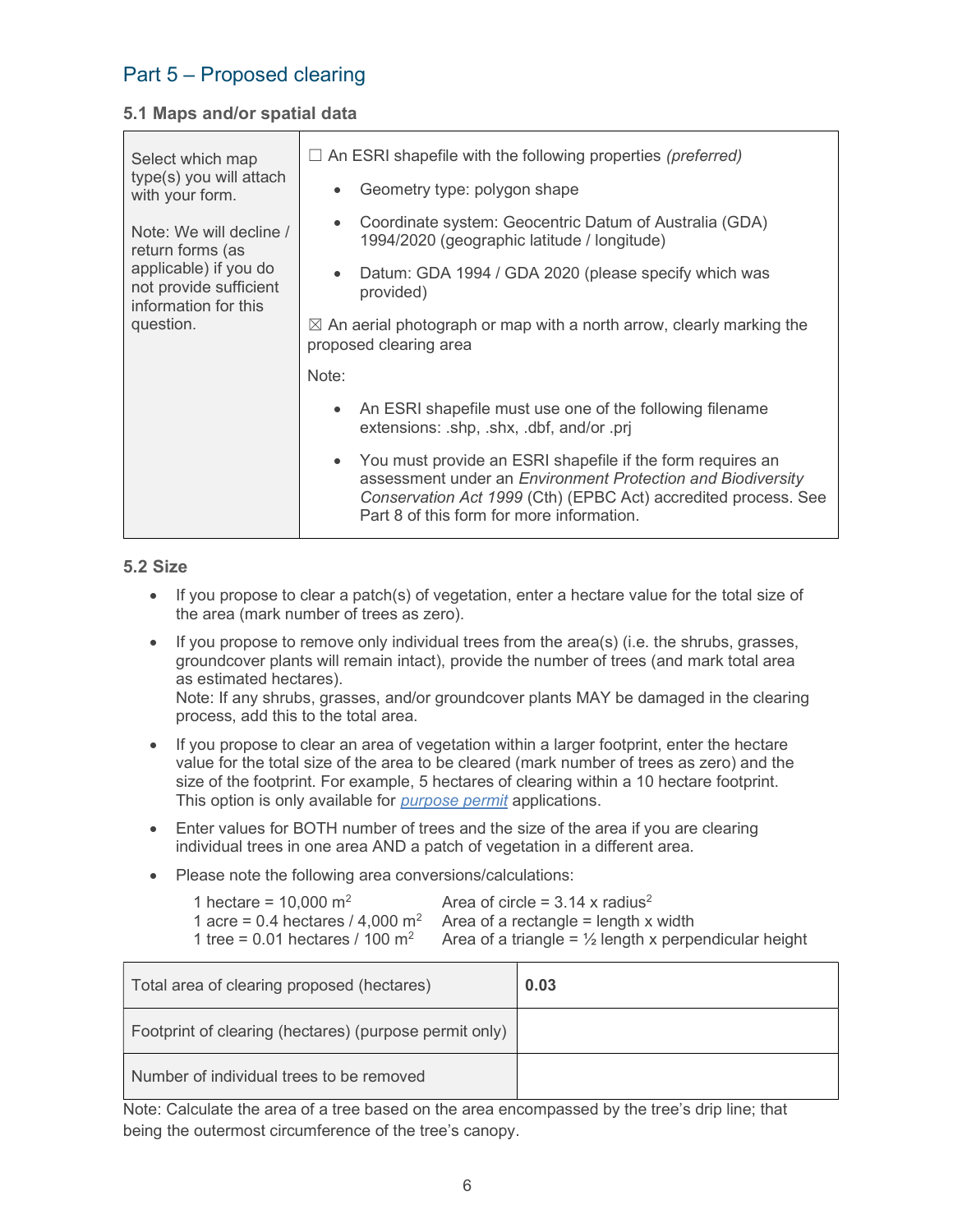# Part 5 – Proposed clearing

### 5.1 Maps and/or spatial data

| Select which map type(s) you will attach with your form.<br><br>Note: We will decline / return forms (as applicable) if you do not provide sufficient information for this question. | ☐ An ESRI shapefile with the following properties *(preferred)*<br>• Geometry type: polygon shape<br>• Coordinate system: Geocentric Datum of Australia (GDA) 1994/2020 (geographic latitude / longitude)<br>• Datum: GDA 1994 / GDA 2020 (please specify which was provided)<br><br>☒ An aerial photograph or map with a north arrow, clearly marking the proposed clearing area<br><br>Note:<br>• An ESRI shapefile must use one of the following filename extensions: .shp, .shx, .dbf, and/or .prj<br>• You must provide an ESRI shapefile if the form requires an assessment under an *Environment Protection and Biodiversity Conservation Act 1999* (Cth) (EPBC Act) accredited process. See Part 8 of this form for more information. |
|---|---|

### 5.2 Size

- If you propose to clear a patch(s) of vegetation, enter a hectare value for the total size of the area (mark number of trees as zero).
- If you propose to remove only individual trees from the area(s) (i.e. the shrubs, grasses, groundcover plants will remain intact), provide the number of trees (and mark total area as estimated hectares).
  Note: If any shrubs, grasses, and/or groundcover plants MAY be damaged in the clearing process, add this to the total area.
- If you propose to clear an area of vegetation within a larger footprint, enter the hectare value for the total size of the area to be cleared (mark number of trees as zero) and the size of the footprint. For example, 5 hectares of clearing within a 10 hectare footprint. This option is only available for *purpose permit* applications.
- Enter values for BOTH number of trees and the size of the area if you are clearing individual trees in one area AND a patch of vegetation in a different area.
- Please note the following area conversions/calculations:

  1 hectare = 10,000 $m^2$ — Area of circle = 3.14 x $radius^2$
  1 acre = 0.4 hectares / 4,000 $m^2$ — Area of a rectangle = length x width
  1 tree = 0.01 hectares / 100 $m^2$ — Area of a triangle = ½ length x perpendicular height

| Total area of clearing proposed (hectares) | **0.03** |
|---|---|
| Footprint of clearing (hectares) (purpose permit only) | |
| Number of individual trees to be removed | |

Note: Calculate the area of a tree based on the area encompassed by the tree's drip line; that being the outermost circumference of the tree's canopy.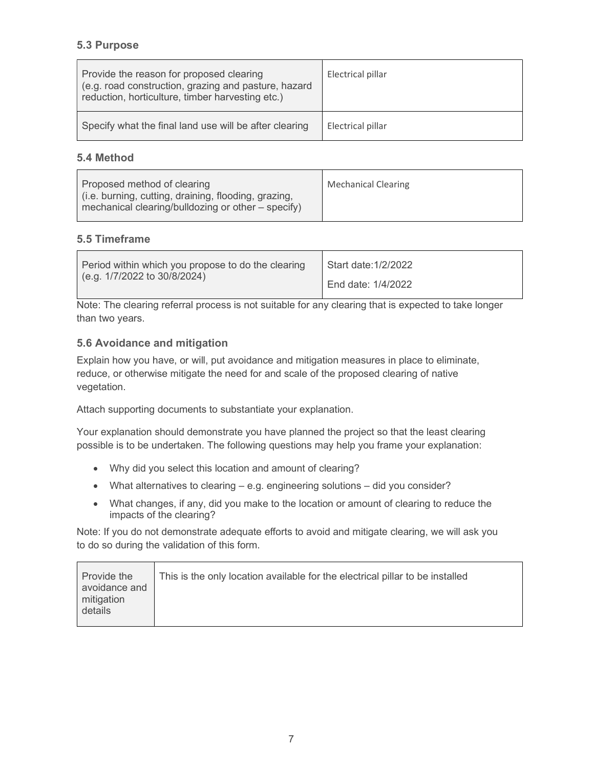### 5.3 Purpose

| | |
|---|---|
| Provide the reason for proposed clearing (e.g. road construction, grazing and pasture, hazard reduction, horticulture, timber harvesting etc.) | Electrical pillar |
| Specify what the final land use will be after clearing | Electrical pillar |

### 5.4 Method

| | |
|---|---|
| Proposed method of clearing (i.e. burning, cutting, draining, flooding, grazing, mechanical clearing/bulldozing or other – specify) | Mechanical Clearing |

### 5.5 Timeframe

| | |
|---|---|
| Period within which you propose to do the clearing (e.g. 1/7/2022 to 30/8/2024) | Start date:1/2/2022<br>End date: 1/4/2022 |

Note: The clearing referral process is not suitable for any clearing that is expected to take longer than two years.

### 5.6 Avoidance and mitigation

Explain how you have, or will, put avoidance and mitigation measures in place to eliminate, reduce, or otherwise mitigate the need for and scale of the proposed clearing of native vegetation.

Attach supporting documents to substantiate your explanation.

Your explanation should demonstrate you have planned the project so that the least clearing possible is to be undertaken. The following questions may help you frame your explanation:

- Why did you select this location and amount of clearing?
- What alternatives to clearing – e.g. engineering solutions – did you consider?
- What changes, if any, did you make to the location or amount of clearing to reduce the impacts of the clearing?

Note: If you do not demonstrate adequate efforts to avoid and mitigate clearing, we will ask you to do so during the validation of this form.

| | |
|---|---|
| Provide the avoidance and mitigation details | This is the only location available for the electrical pillar to be installed |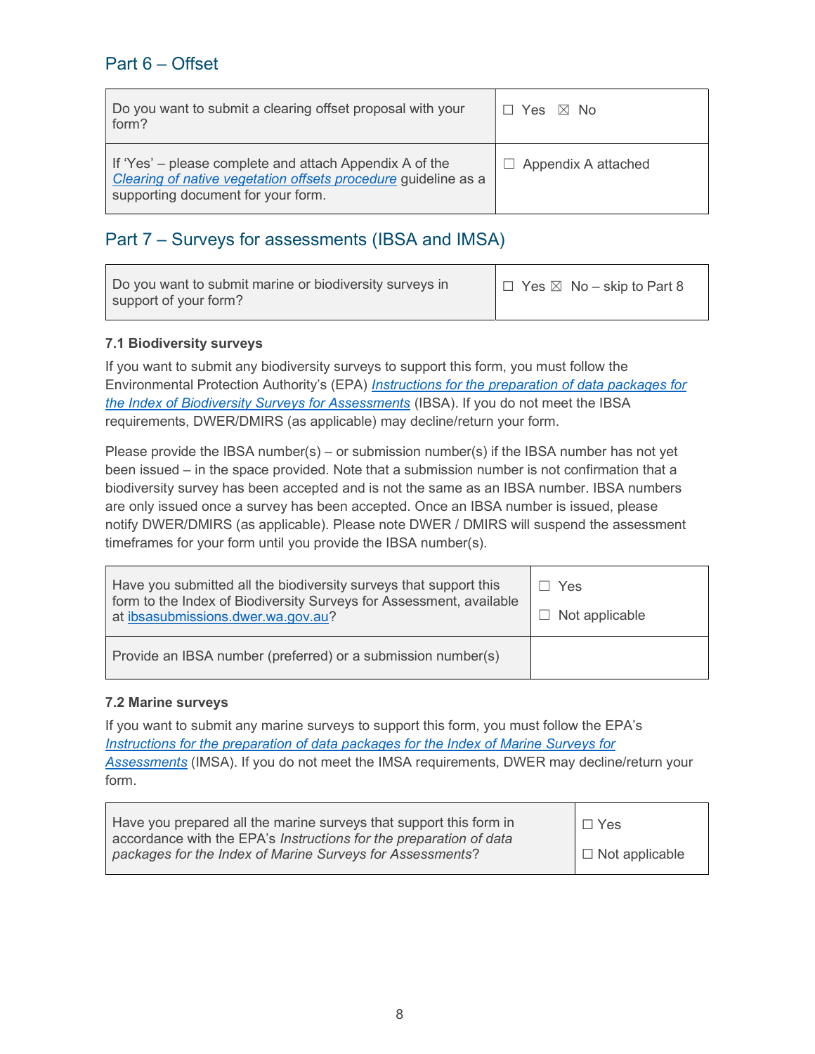## Part 6 – Offset

| | |
|---|---|
| Do you want to submit a clearing offset proposal with your form? | ☐ Yes ☒ No |
| If 'Yes' – please complete and attach Appendix A of the *Clearing of native vegetation offsets procedure* guideline as a supporting document for your form. | ☐ Appendix A attached |

## Part 7 – Surveys for assessments (IBSA and IMSA)

| | |
|---|---|
| Do you want to submit marine or biodiversity surveys in support of your form? | ☐ Yes ☒ No – skip to Part 8 |

### 7.1 Biodiversity surveys

If you want to submit any biodiversity surveys to support this form, you must follow the Environmental Protection Authority's (EPA) *Instructions for the preparation of data packages for the Index of Biodiversity Surveys for Assessments* (IBSA). If you do not meet the IBSA requirements, DWER/DMIRS (as applicable) may decline/return your form.

Please provide the IBSA number(s) – or submission number(s) if the IBSA number has not yet been issued – in the space provided. Note that a submission number is not confirmation that a biodiversity survey has been accepted and is not the same as an IBSA number. IBSA numbers are only issued once a survey has been accepted. Once an IBSA number is issued, please notify DWER/DMIRS (as applicable). Please note DWER / DMIRS will suspend the assessment timeframes for your form until you provide the IBSA number(s).

| | |
|---|---|
| Have you submitted all the biodiversity surveys that support this form to the Index of Biodiversity Surveys for Assessment, available at ibsasubmissions.dwer.wa.gov.au? | ☐ Yes<br>☐ Not applicable |
| Provide an IBSA number (preferred) or a submission number(s) | |

### 7.2 Marine surveys

If you want to submit any marine surveys to support this form, you must follow the EPA's *Instructions for the preparation of data packages for the Index of Marine Surveys for Assessments* (IMSA). If you do not meet the IMSA requirements, DWER may decline/return your form.

| | |
|---|---|
| Have you prepared all the marine surveys that support this form in accordance with the EPA's *Instructions for the preparation of data packages for the Index of Marine Surveys for Assessments*? | ☐ Yes<br>☐ Not applicable |